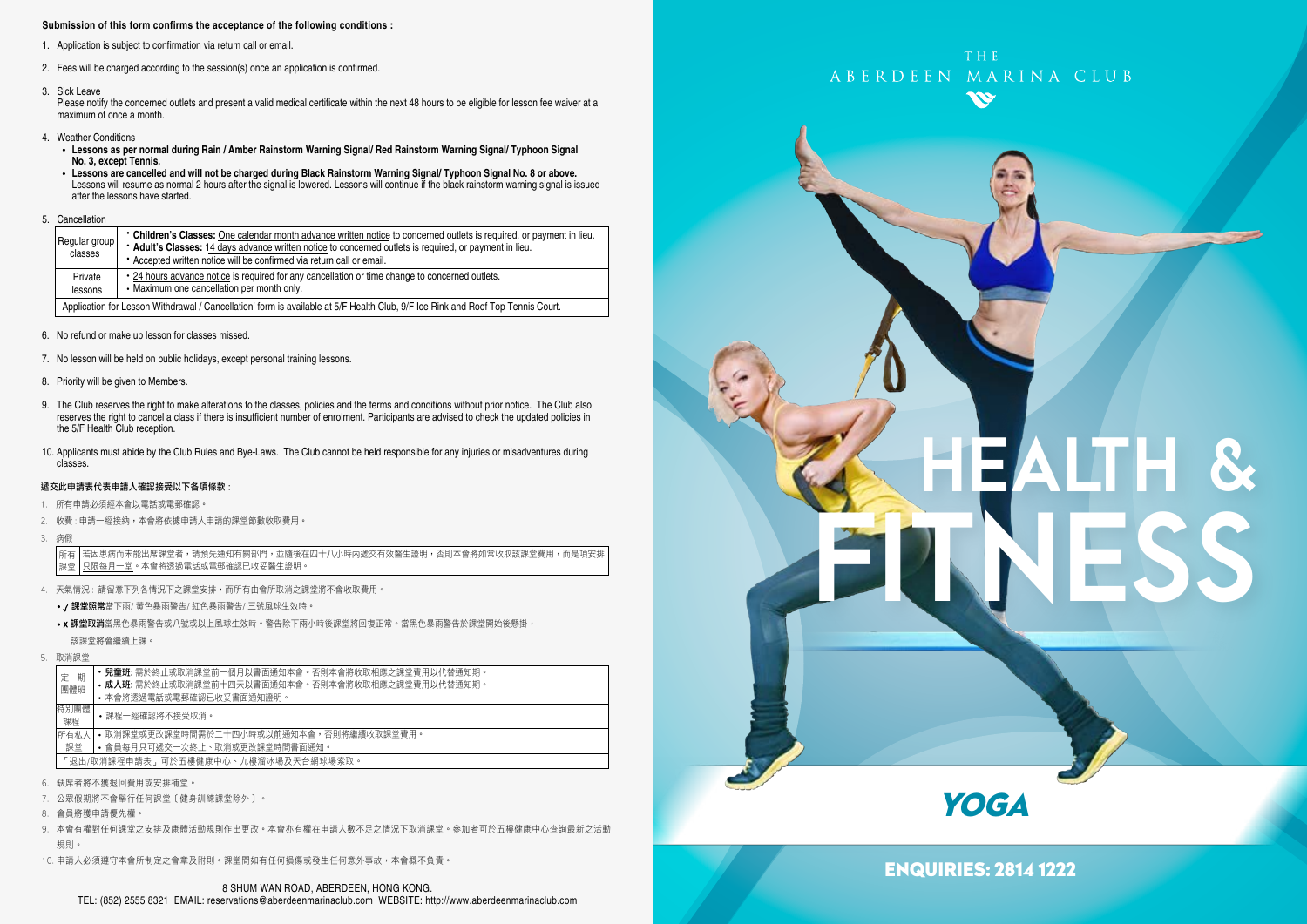**Submission of this form confirms the acceptance of the following conditions :**

1. Application is subject to confirmation via return call or email.
2. Fees will be charged according to the session(s) once an application is confirmed.
3. Sick Leave
   Please notify the concerned outlets and present a valid medical certificate within the next 48 hours to be eligible for lesson fee waiver at a maximum of once a month.
4. Weather Conditions
   - **Lessons as per normal during Rain / Amber Rainstorm Warning Signal/ Red Rainstorm Warning Signal/ Typhoon Signal No. 3, except Tennis.**
   - **Lessons are cancelled and will not be charged during Black Rainstorm Warning Signal/ Typhoon Signal No. 8 or above.** Lessons will resume as normal 2 hours after the signal is lowered. Lessons will continue if the black rainstorm warning signal is issued after the lessons have started.
5. Cancellation

| | |
|---|---|
| Regular group classes | • **Children's Classes:** One calendar month advance written notice to concerned outlets is required, or payment in lieu.<br>• **Adult's Classes:** 14 days advance written notice to concerned outlets is required, or payment in lieu.<br>• Accepted written notice will be confirmed via return call or email. |
| Private lessons | • 24 hours advance notice is required for any cancellation or time change to concerned outlets.<br>• Maximum one cancellation per month only. |
| Application for Lesson Withdrawal / Cancellation' form is available at 5/F Health Club, 9/F Ice Rink and Roof Top Tennis Court. | |

6. No refund or make up lesson for classes missed.
7. No lesson will be held on public holidays, except personal training lessons.
8. Priority will be given to Members.
9. The Club reserves the right to make alterations to the classes, policies and the terms and conditions without prior notice. The Club also reserves the right to cancel a class if there is insufficient number of enrolment. Participants are advised to check the updated policies in the 5/F Health Club reception.
10. Applicants must abide by the Club Rules and Bye-Laws. The Club cannot be held responsible for any injuries or misadventures during classes.

**遞交此申請表代表申請人確認接受以下各項條款：**

1. 所有申請必須經本會以電話或電郵確認。
2. 收費：申請一經接納，本會將依據申請人申請的課堂節數收取費用。
3. 病假

| | |
|---|---|
| 所有課堂 | 若因患病而未能出席課堂者，請預先通知有關部門，並隨後在四十八小時內遞交有效醫生證明，否則本會將如常收取該課堂費用，而是項安排只限每月一堂。本會將透過電話或電郵確認已收妥醫生證明。 |

4. 天氣情況：請留意下列各情況下之課堂安排，而所有由會所取消之課堂將不會收取費用。
   - ✓ **課堂照常**當下雨/ 黃色暴雨警告/ 紅色暴雨警告/ 三號風球生效時。
   - x **課堂取消**當黑色暴雨警告或八號或以上風球生效時。警告除下兩小時後課堂將回復正常。當黑色暴雨警告於課堂開始後懸掛，該課堂將會繼續上課。
5. 取消課堂

| | |
|---|---|
| 定期團體班 | • **兒童班:** 需於終止或取消課堂前一個月以書面通知本會。否則本會將收取相應之課堂費用以代替通知期。<br>• **成人班:** 需於終止或取消課堂前十四天以書面通知本會。否則本會將收取相應之課堂費用以代替通知期。<br>• 本會將透過電話或電郵確認已收妥書面通知證明。 |
| 特別團體課程 | • 課程一經確認將不接受取消。 |
| 所有私人課堂 | • 取消課堂或更改課堂時間需於二十四小時或以前通知本會，否則將繼續收取課堂費用。<br>• 會員每月只可遞交一次終止、取消或更改課堂時間書面通知。 |
| 「退出/取消課程申請表」可於五樓健康中心、九樓溜冰場及天台網球場索取。 | |

6. 缺席者將不獲退回費用或安排補堂。
7. 公眾假期將不會舉行任何課堂〔健身訓練課堂除外〕。
8. 會員將獲申請優先權。
9. 本會有權對任何課堂之安排及康體活動規則作出更改。本會亦有權在申請人數不足之情況下取消課堂。參加者可於五樓健康中心查詢最新之活動規則。
10. 申請人必須遵守本會所制定之會章及附則。課堂間如有任何損傷或發生任何意外事故，本會概不負責。

8 SHUM WAN ROAD, ABERDEEN, HONG KONG.
TEL: (852) 2555 8321 EMAIL: reservations@aberdeenmarinaclub.com WEBSITE: http://www.aberdeenmarinaclub.com

THE ABERDEEN MARINA CLUB

# HEALTH & FITNESS

## YOGA

**ENQUIRIES: 2814 1222**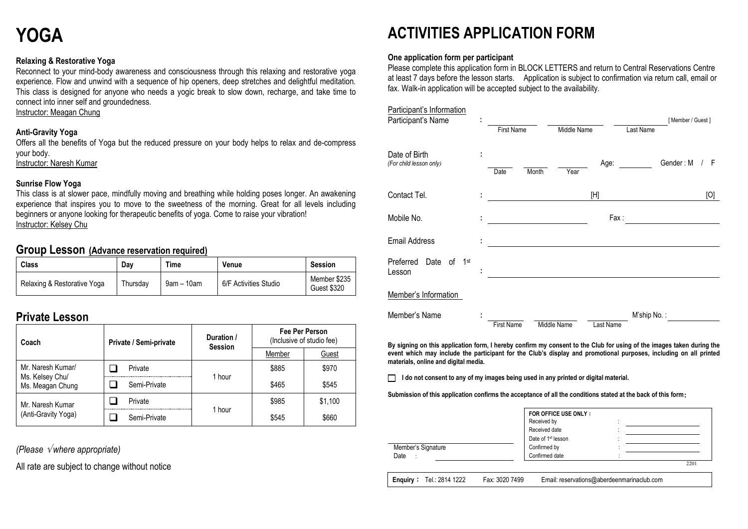# YOGA

**Relaxing & Restorative Yoga**

Reconnect to your mind-body awareness and consciousness through this relaxing and restorative yoga experience. Flow and unwind with a sequence of hip openers, deep stretches and delightful meditation. This class is designed for anyone who needs a yogic break to slow down, recharge, and take time to connect into inner self and groundedness.

Instructor: Meagan Chung

**Anti-Gravity Yoga**

Offers all the benefits of Yoga but the reduced pressure on your body helps to relax and de-compress your body.

Instructor: Naresh Kumar

**Sunrise Flow Yoga**

This class is at slower pace, mindfully moving and breathing while holding poses longer. An awakening experience that inspires you to move to the sweetness of the morning. Great for all levels including beginners or anyone looking for therapeutic benefits of yoga. Come to raise your vibration!

Instructor: Kelsey Chu

## Group Lesson (Advance reservation required)

| Class | Day | Time | Venue | Session |
|---|---|---|---|---|
| Relaxing & Restorative Yoga | Thursday | 9am – 10am | 6/F Activities Studio | Member $235<br>Guest $320 |

## Private Lesson

| Coach | Private / Semi-private | Duration / Session | Fee Per Person (Inclusive of studio fee) | |
|---|---|---|---|---|
| | | | Member | Guest |
| Mr. Naresh Kumar/ Ms. Kelsey Chu/ Ms. Meagan Chung | ❑ Private | 1 hour | $885 | $970 |
| | ❑ Semi-Private | | $465 | $545 |
| Mr. Naresh Kumar (Anti-Gravity Yoga) | ❑ Private | 1 hour | $985 | $1,100 |
| | ❑ Semi-Private | | $545 | $660 |

*(Please √where appropriate)*

All rate are subject to change without notice

# ACTIVITIES APPLICATION FORM

**One application form per participant**

Please complete this application form in BLOCK LETTERS and return to Central Reservations Centre at least 7 days before the lesson starts. Application is subject to confirmation via return call, email or fax. Walk-in application will be accepted subject to the availability.

Participant's Information

Participant's Name : ________ First Name ________ Middle Name ________ Last Name [ Member / Guest ]

Date of Birth *(For child lesson only)* : ____ Date ____ Month ____ Year Age: ________ Gender : M / F

Contact Tel. : ________________ [H] ________________ [O]

Mobile No. : ________________ Fax : ________________

Email Address : ________________

Preferred Date of 1st Lesson : ________________

Member's Information

Member's Name : ________ First Name ________ Middle Name ________ Last Name M'ship No. : ________

**By signing on this application form, I hereby confirm my consent to the Club for using of the images taken during the event which may include the participant for the Club's display and promotional purposes, including on all printed materials, online and digital media.**

☐ **I do not consent to any of my images being used in any printed or digital material.**

**Submission of this application confirms the acceptance of all the conditions stated at the back of this form:**

________________

Member's Signature

Date : ________________

**FOR OFFICE USE ONLY :**

Received by : ________________

Received date : ________________

Date of 1st lesson : ________________

Confirmed by : ________________

Confirmed date : ________________

2201

**Enquiry :** Tel.: 2814 1222 Fax: 3020 7499 Email: reservations@aberdeenmarinaclub.com